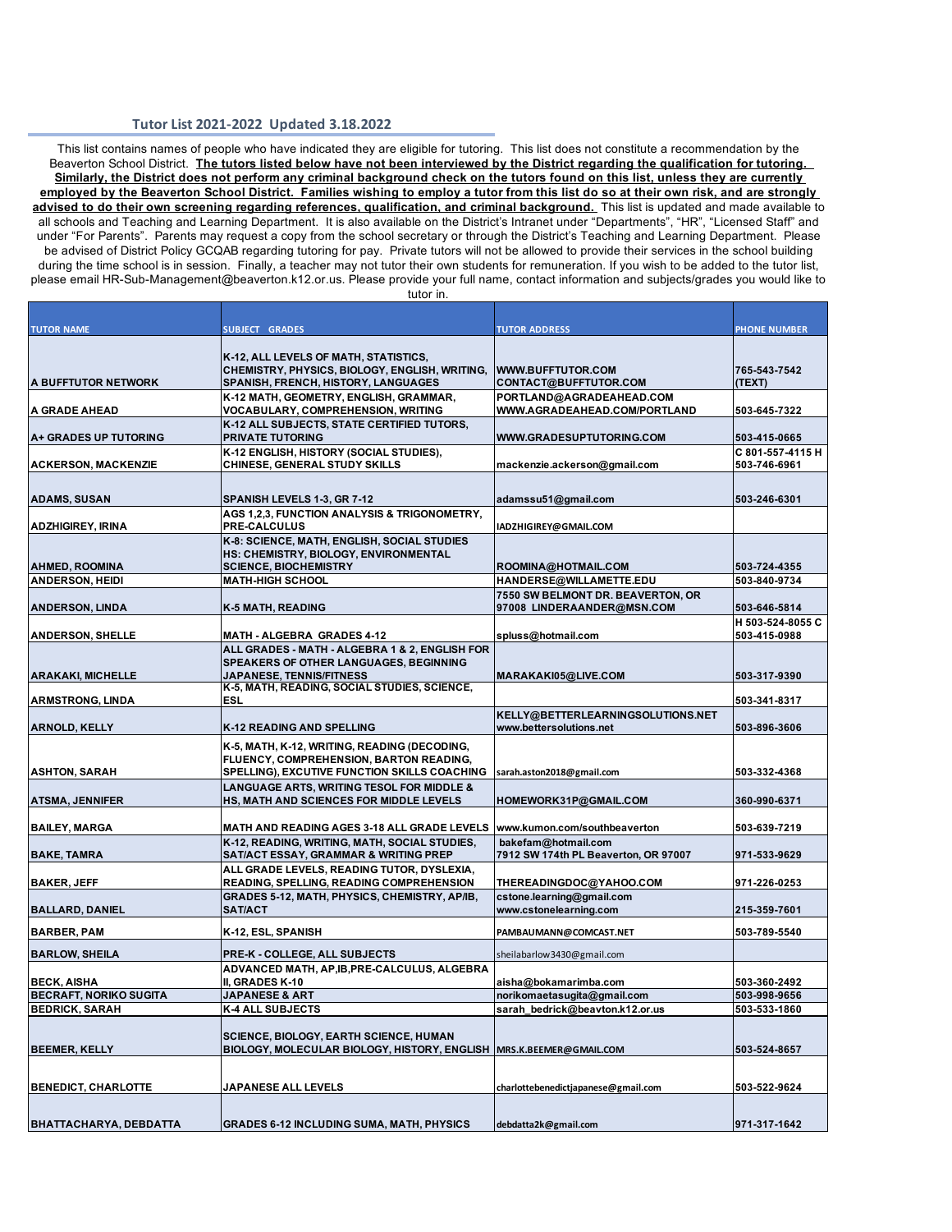## Tutor List 2021-2022 Updated 3.18.2022

This list contains names of people who have indicated they are eligible for tutoring. This list does not constitute a recommendation by the Beaverton School District. **The tutors listed below have not been interviewed by the District regarding the qualification for tutoring. Similarly, the District does not perform any criminal background check on the tutors found on this list, unless they are currently employed by the Beaverton School District. Families wishing to employ a tutor from this list do so at their own risk, and are strongly advised to do their own screening regarding references, qualification, and criminal background.** This list is updated and made available to all schools and Teaching and Learning Department. It is also available on the District's Intranet under "Departments", "HR", "Licensed Staff" and under "For Parents". Parents may request a copy from the school secretary or through the District's Teaching and Learning Department. Please be advised of District Policy GCQAB regarding tutoring for pay. Private tutors will not be allowed to provide their services in the school building during the time school is in session. Finally, a teacher may not tutor their own students for remuneration. If you wish to be added to the tutor list, please email HR-Sub-Management@beaverton.k12.or.us. Please provide your full name, contact information and subjects/grades you would like to tutor in.

| TUTOR NAME | SUBJECT GRADES | TUTOR ADDRESS | PHONE NUMBER |
|---|---|---|---|
| A BUFFTUTOR NETWORK | K-12, ALL LEVELS OF MATH, STATISTICS, CHEMISTRY, PHYSICS, BIOLOGY, ENGLISH, WRITING, SPANISH, FRENCH, HISTORY, LANGUAGES | WWW.BUFFTUTOR.COM CONTACT@BUFFTUTOR.COM | 765-543-7542 (TEXT) |
| A GRADE AHEAD | K-12 MATH, GEOMETRY, ENGLISH, GRAMMAR, VOCABULARY, COMPREHENSION, WRITING | PORTLAND@AGRADEAHEAD.COM WWW.AGRADEAHEAD.COM/PORTLAND | 503-645-7322 |
| A+ GRADES UP TUTORING | K-12 ALL SUBJECTS, STATE CERTIFIED TUTORS, PRIVATE TUTORING | WWW.GRADESUPTUTORING.COM | 503-415-0665 |
| ACKERSON, MACKENZIE | K-12 ENGLISH, HISTORY (SOCIAL STUDIES), CHINESE, GENERAL STUDY SKILLS | mackenzie.ackerson@gmail.com | C 801-557-4115 H 503-746-6961 |
| ADAMS, SUSAN | SPANISH LEVELS 1-3, GR 7-12 | adamssu51@gmail.com | 503-246-6301 |
| ADZHIGIREY, IRINA | AGS 1,2,3, FUNCTION ANALYSIS & TRIGONOMETRY, PRE-CALCULUS | IADZHIGIREY@GMAIL.COM | |
| AHMED, ROOMINA | K-8: SCIENCE, MATH, ENGLISH, SOCIAL STUDIES HS: CHEMISTRY, BIOLOGY, ENVIRONMENTAL SCIENCE, BIOCHEMISTRY | ROOMINA@HOTMAIL.COM | 503-724-4355 |
| ANDERSON, HEIDI | MATH-HIGH SCHOOL | HANDERSE@WILLAMETTE.EDU | 503-840-9734 |
| ANDERSON, LINDA | K-5 MATH, READING | 7550 SW BELMONT DR. BEAVERTON, OR 97008 LINDERAANDER@MSN.COM | 503-646-5814 |
| ANDERSON, SHELLE | MATH - ALGEBRA GRADES 4-12 | spluss@hotmail.com | H 503-524-8055 C 503-415-0988 |
| ARAKAKI, MICHELLE | ALL GRADES - MATH - ALGEBRA 1 & 2, ENGLISH FOR SPEAKERS OF OTHER LANGUAGES, BEGINNING JAPANESE, TENNIS/FITNESS | MARAKAKI05@LIVE.COM | 503-317-9390 |
| ARMSTRONG, LINDA | K-5, MATH, READING, SOCIAL STUDIES, SCIENCE, ESL | | 503-341-8317 |
| ARNOLD, KELLY | K-12 READING AND SPELLING | KELLY@BETTERLEARNINGSOLUTIONS.NET www.bettersolutions.net | 503-896-3606 |
| ASHTON, SARAH | K-5, MATH, K-12, WRITING, READING (DECODING, FLUENCY, COMPREHENSION, BARTON READING, SPELLING), EXCUTIVE FUNCTION SKILLS COACHING | sarah.aston2018@gmail.com | 503-332-4368 |
| ATSMA, JENNIFER | LANGUAGE ARTS, WRITING TESOL FOR MIDDLE & HS, MATH AND SCIENCES FOR MIDDLE LEVELS | HOMEWORK31P@GMAIL.COM | 360-990-6371 |
| BAILEY, MARGA | MATH AND READING AGES 3-18 ALL GRADE LEVELS | www.kumon.com/southbeaverton | 503-639-7219 |
| BAKE, TAMRA | K-12, READING, WRITING, MATH, SOCIAL STUDIES, SAT/ACT ESSAY, GRAMMAR & WRITING PREP | bakefam@hotmail.com 7912 SW 174th PL Beaverton, OR 97007 | 971-533-9629 |
| BAKER, JEFF | ALL GRADE LEVELS, READING TUTOR, DYSLEXIA, READING, SPELLING, READING COMPREHENSION | THEREADINGDOC@YAHOO.COM | 971-226-0253 |
| BALLARD, DANIEL | GRADES 5-12, MATH, PHYSICS, CHEMISTRY, AP/IB, SAT/ACT | cstone.learning@gmail.com www.cstonelearning.com | 215-359-7601 |
| BARBER, PAM | K-12, ESL, SPANISH | PAMBAUMANN@COMCAST.NET | 503-789-5540 |
| BARLOW, SHEILA | PRE-K - COLLEGE, ALL SUBJECTS | sheilabarlow3430@gmail.com | |
| BECK, AISHA | ADVANCED MATH, AP,IB,PRE-CALCULUS, ALGEBRA II, GRADES K-10 | aisha@bokamarimba.com | 503-360-2492 |
| BECRAFT, NORIKO SUGITA | JAPANESE & ART | norikomaetasugita@gmail.com | 503-998-9656 |
| BEDRICK, SARAH | K-4 ALL SUBJECTS | sarah_bedrick@beavton.k12.or.us | 503-533-1860 |
| BEEMER, KELLY | SCIENCE, BIOLOGY, EARTH SCIENCE, HUMAN BIOLOGY, MOLECULAR BIOLOGY, HISTORY, ENGLISH | MRS.K.BEEMER@GMAIL.COM | 503-524-8657 |
| BENEDICT, CHARLOTTE | JAPANESE ALL LEVELS | charlottebenedictjapanese@gmail.com | 503-522-9624 |
| BHATTACHARYA, DEBDATTA | GRADES 6-12 INCLUDING SUMA, MATH, PHYSICS | debdatta2k@gmail.com | 971-317-1642 |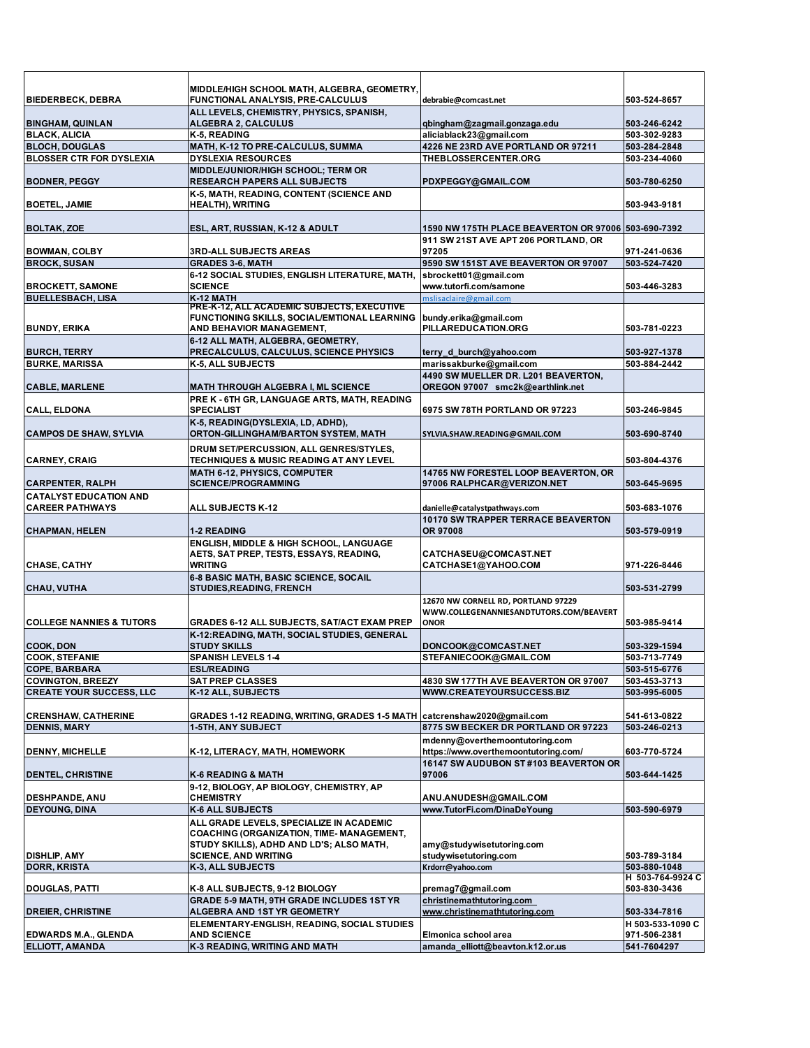| | | | |
|---|---|---|---|
| BIEDERBECK, DEBRA | MIDDLE/HIGH SCHOOL MATH, ALGEBRA, GEOMETRY, FUNCTIONAL ANALYSIS, PRE-CALCULUS | debrabie@comcast.net | 503-524-8657 |
| BINGHAM, QUINLAN | ALL LEVELS, CHEMISTRY, PHYSICS, SPANISH, ALGEBRA 2, CALCULUS | qbingham@zagmail.gonzaga.edu | 503-246-6242 |
| BLACK, ALICIA | K-5, READING | aliciablack23@gmail.com | 503-302-9283 |
| BLOCH, DOUGLAS | MATH, K-12 TO PRE-CALCULUS, SUMMA | 4226 NE 23RD AVE PORTLAND OR 97211 | 503-284-2848 |
| BLOSSER CTR FOR DYSLEXIA | DYSLEXIA RESOURCES | THEBLOSSERCENTER.ORG | 503-234-4060 |
| BODNER, PEGGY | MIDDLE/JUNIOR/HIGH SCHOOL; TERM OR RESEARCH PAPERS ALL SUBJECTS | PDXPEGGY@GMAIL.COM | 503-780-6250 |
| BOETEL, JAMIE | K-5, MATH, READING, CONTENT (SCIENCE AND HEALTH), WRITING | | 503-943-9181 |
| BOLTAK, ZOE | ESL, ART, RUSSIAN, K-12 & ADULT | 1590 NW 175TH PLACE BEAVERTON OR 97006 | 503-690-7392 |
| BOWMAN, COLBY | 3RD-ALL SUBJECTS AREAS | 911 SW 21ST AVE APT 206 PORTLAND, OR 97205 | 971-241-0636 |
| BROCK, SUSAN | GRADES 3-6, MATH | 9590 SW 151ST AVE BEAVERTON OR 97007 | 503-524-7420 |
| BROCKETT, SAMONE | 6-12 SOCIAL STUDIES, ENGLISH LITERATURE, MATH, SCIENCE | sbrockett01@gmail.com www.tutorfi.com/samone | 503-446-3283 |
| BUELLESBACH, LISA | K-12 MATH | mslisaclaire@gmail.com | |
| BUNDY, ERIKA | PRE-K-12, ALL ACADEMIC SUBJECTS, EXECUTIVE FUNCTIONING SKILLS, SOCIAL/EMTIONAL LEARNING AND BEHAVIOR MANAGEMENT, | bundy.erika@gmail.com PILLAREDUCATION.ORG | 503-781-0223 |
| BURCH, TERRY | 6-12 ALL MATH, ALGEBRA, GEOMETRY, PRECALCULUS, CALCULUS, SCIENCE PHYSICS | terry_d_burch@yahoo.com | 503-927-1378 |
| BURKE, MARISSA | K-5, ALL SUBJECTS | marissakburke@gmail.com | 503-884-2442 |
| CABLE, MARLENE | MATH THROUGH ALGEBRA I, ML SCIENCE | 4490 SW MUELLER DR. L201 BEAVERTON, OREGON 97007 smc2k@earthlink.net | |
| CALL, ELDONA | PRE K - 6TH GR, LANGUAGE ARTS, MATH, READING SPECIALIST | 6975 SW 78TH PORTLAND OR 97223 | 503-246-9845 |
| CAMPOS DE SHAW, SYLVIA | K-5, READING(DYSLEXIA, LD, ADHD), ORTON-GILLINGHAM/BARTON SYSTEM, MATH | SYLVIA.SHAW.READING@GMAIL.COM | 503-690-8740 |
| CARNEY, CRAIG | DRUM SET/PERCUSSION, ALL GENRES/STYLES, TECHNIQUES & MUSIC READING AT ANY LEVEL | | 503-804-4376 |
| CARPENTER, RALPH | MATH 6-12, PHYSICS, COMPUTER SCIENCE/PROGRAMMING | 14765 NW FORESTEL LOOP BEAVERTON, OR 97006 RALPHCAR@VERIZON.NET | 503-645-9695 |
| CATALYST EDUCATION AND CAREER PATHWAYS | ALL SUBJECTS K-12 | danielle@catalystpathways.com | 503-683-1076 |
| CHAPMAN, HELEN | 1-2 READING | 10170 SW TRAPPER TERRACE BEAVERTON OR 97008 | 503-579-0919 |
| CHASE, CATHY | ENGLISH, MIDDLE & HIGH SCHOOL, LANGUAGE AETS, SAT PREP, TESTS, ESSAYS, READING, WRITING | CATCHASEU@COMCAST.NET CATCHASE1@YAHOO.COM | 971-226-8446 |
| CHAU, VUTHA | 6-8 BASIC MATH, BASIC SCIENCE, SOCAIL STUDIES,READING, FRENCH | | 503-531-2799 |
| COLLEGE NANNIES & TUTORS | GRADES 6-12 ALL SUBJECTS, SAT/ACT EXAM PREP | 12670 NW CORNELL RD, PORTLAND 97229 WWW.COLLEGENANNIESANDTUTORS.COM/BEAVERTONOR | 503-985-9414 |
| COOK, DON | K-12:READING, MATH, SOCIAL STUDIES, GENERAL STUDY SKILLS | DONCOOK@COMCAST.NET | 503-329-1594 |
| COOK, STEFANIE | SPANISH LEVELS 1-4 | STEFANIECOOK@GMAIL.COM | 503-713-7749 |
| COPE, BARBARA | ESL/READING | | 503-515-6776 |
| COVINGTON, BREEZY | SAT PREP CLASSES | 4830 SW 177TH AVE BEAVERTON OR 97007 | 503-453-3713 |
| CREATE YOUR SUCCESS, LLC | K-12 ALL, SUBJECTS | WWW.CREATEYOURSUCCESS.BIZ | 503-995-6005 |
| CRENSHAW, CATHERINE | GRADES 1-12 READING, WRITING, GRADES 1-5 MATH | catcrenshaw2020@gmail.com | 541-613-0822 |
| DENNIS, MARY | 1-5TH, ANY SUBJECT | 8775 SW BECKER DR PORTLAND OR 97223 | 503-246-0213 |
| DENNY, MICHELLE | K-12, LITERACY, MATH, HOMEWORK | mdenny@overthemoontutoring.com https://www.overthemoontutoring.com/ | 603-770-5724 |
| DENTEL, CHRISTINE | K-6 READING & MATH | 16147 SW AUDUBON ST #103 BEAVERTON OR 97006 | 503-644-1425 |
| DESHPANDE, ANU | 9-12, BIOLOGY, AP BIOLOGY, CHEMISTRY, AP CHEMISTRY | ANU.ANUDESH@GMAIL.COM | |
| DEYOUNG, DINA | K-6 ALL SUBJECTS | www.TutorFi.com/DinaDeYoung | 503-590-6979 |
| DISHLIP, AMY | ALL GRADE LEVELS, SPECIALIZE IN ACADEMIC COACHING (ORGANIZATION, TIME- MANAGEMENT, STUDY SKILLS), ADHD AND LD'S; ALSO MATH, SCIENCE, AND WRITING | amy@studywisetutoring.com studywisetutoring.com | 503-789-3184 |
| DORR, KRISTA | K-3, ALL SUBJECTS | Krdorr@yahoo.com | 503-880-1048 |
| DOUGLAS, PATTI | K-8 ALL SUBJECTS, 9-12 BIOLOGY | premag7@gmail.com | H 503-764-9924 C 503-830-3436 |
| DREIER, CHRISTINE | GRADE 5-9 MATH, 9TH GRADE INCLUDES 1ST YR ALGEBRA AND 1ST YR GEOMETRY | christinemathtutoring.com www.christinemathtutoring.com | 503-334-7816 |
| EDWARDS M.A., GLENDA | ELEMENTARY-ENGLISH, READING, SOCIAL STUDIES AND SCIENCE | Elmonica school area | H 503-533-1090 C 971-506-2381 |
| ELLIOTT, AMANDA | K-3 READING, WRITING AND MATH | amanda_elliott@beavton.k12.or.us | 541-7604297 |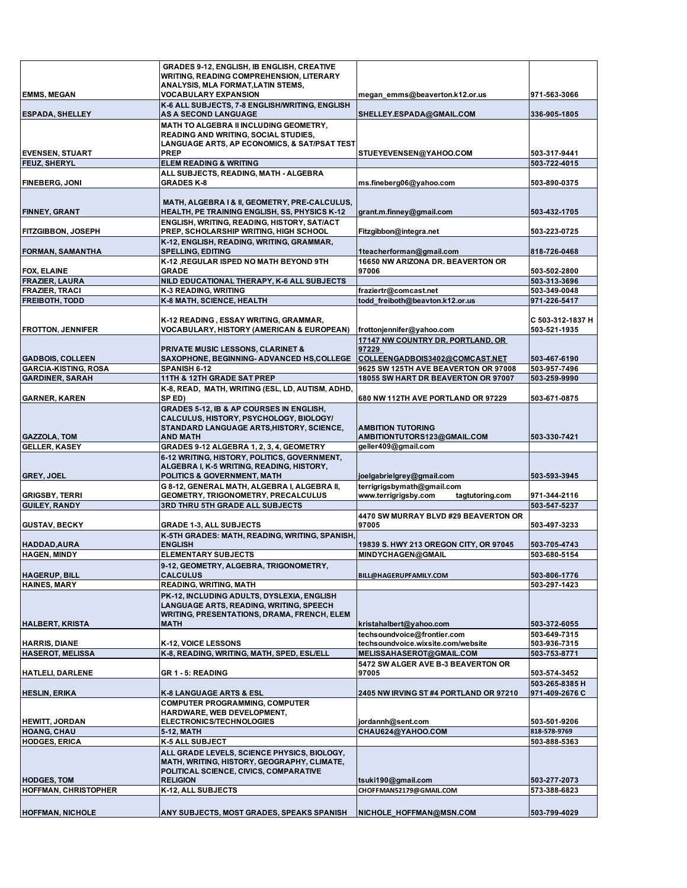| | | | |
|---|---|---|---|
| EMMS, MEGAN | GRADES 9-12, ENGLISH, IB ENGLISH, CREATIVE WRITING, READING COMPREHENSION, LITERARY ANALYSIS, MLA FORMAT,LATIN STEMS, VOCABULARY EXPANSION | megan_emms@beaverton.k12.or.us | 971-563-3066 |
| ESPADA, SHELLEY | K-6 ALL SUBJECTS, 7-8 ENGLISH/WRITING, ENGLISH AS A SECOND LANGUAGE | SHELLEY.ESPADA@GMAIL.COM | 336-905-1805 |
| EVENSEN, STUART | MATH TO ALGEBRA II INCLUDING GEOMETRY, READING AND WRITING, SOCIAL STUDIES, LANGUAGE ARTS, AP ECONOMICS, & SAT/PSAT TEST PREP | STUEYEVENSEN@YAHOO.COM | 503-317-9441 |
| FEUZ, SHERYL | ELEM READING & WRITING | | 503-722-4015 |
| FINEBERG, JONI | ALL SUBJECTS, READING, MATH - ALGEBRA GRADES K-8 | ms.fineberg06@yahoo.com | 503-890-0375 |
| FINNEY, GRANT | MATH, ALGEBRA I & II, GEOMETRY, PRE-CALCULUS, HEALTH, PE TRAINING ENGLISH, SS, PHYSICS K-12 | grant.m.finney@gmail.com | 503-432-1705 |
| FITZGIBBON, JOSEPH | ENGLISH, WRITING, READING, HISTORY, SAT/ACT PREP, SCHOLARSHIP WRITING, HIGH SCHOOL | Fitzgibbon@integra.net | 503-223-0725 |
| FORMAN, SAMANTHA | K-12, ENGLISH, READING, WRITING, GRAMMAR, SPELLING, EDITING | 1teacherforman@gmail.com | 818-726-0468 |
| FOX, ELAINE | K-12 ,REGULAR ISPED NO MATH BEYOND 9TH GRADE | 16650 NW ARIZONA DR. BEAVERTON OR 97006 | 503-502-2800 |
| FRAZIER, LAURA | NILD EDUCATIONAL THERAPY, K-6 ALL SUBJECTS | | 503-313-3696 |
| FRAZIER, TRACI | K-3 READING, WRITING | fraziertr@comcast.net | 503-349-0048 |
| FREIBOTH, TODD | K-8 MATH, SCIENCE, HEALTH | todd_freiboth@beavton.k12.or.us | 971-226-5417 |
| FROTTON, JENNIFER | K-12 READING , ESSAY WRITING, GRAMMAR, VOCABULARY, HISTORY (AMERICAN & EUROPEAN) | frottonjennifer@yahoo.com | C 503-312-1837 H 503-521-1935 |
| GADBOIS, COLLEEN | PRIVATE MUSIC LESSONS, CLARINET & SAXOPHONE, BEGINNING- ADVANCED HS,COLLEGE | 17147 NW COUNTRY DR, PORTLAND, OR 97229 COLLEENGADBOIS3402@COMCAST.NET | 503-467-6190 |
| GARCIA-KISTING, ROSA | SPANISH 6-12 | 9625 SW 125TH AVE BEAVERTON OR 97008 | 503-957-7496 |
| GARDINER, SARAH | 11TH & 12TH GRADE SAT PREP | 18055 SW HART DR BEAVERTON OR 97007 | 503-259-9990 |
| GARNER, KAREN | K-8, READ, MATH, WRITING (ESL, LD, AUTISM, ADHD, SP ED) | 680 NW 112TH AVE PORTLAND OR 97229 | 503-671-0875 |
| GAZZOLA, TOM | GRADES 5-12, IB & AP COURSES IN ENGLISH, CALCULUS, HISTORY, PSYCHOLOGY, BIOLOGY/ STANDARD LANGUAGE ARTS,HISTORY, SCIENCE, AND MATH | AMBITION TUTORING AMBITIONTUTORS123@GMAIL.COM | 503-330-7421 |
| GELLER, KASEY | GRADES 9-12 ALGEBRA 1, 2, 3, 4, GEOMETRY | geller409@gmail.com | |
| GREY, JOEL | 6-12 WRITING, HISTORY, POLITICS, GOVERNMENT, ALGEBRA I, K-5 WRITING, READING, HISTORY, POLITICS & GOVERNMENT, MATH | joelgabrielgrey@gmail.com | 503-593-3945 |
| GRIGSBY, TERRI | G 8-12, GENERAL MATH, ALGEBRA I, ALGEBRA II, GEOMETRY, TRIGONOMETRY, PRECALCULUS | terrigrigsbymath@gmail.com www.terrigrigsby.com tagtutoring.com | 971-344-2116 |
| GUILEY, RANDY | 3RD THRU 5TH GRADE ALL SUBJECTS | | 503-547-5237 |
| GUSTAV, BECKY | GRADE 1-3, ALL SUBJECTS | 4470 SW MURRAY BLVD #29 BEAVERTON OR 97005 | 503-497-3233 |
| HADDAD,AURA | K-5TH GRADES: MATH, READING, WRITING, SPANISH, ENGLISH | 19839 S. HWY 213 OREGON CITY, OR 97045 | 503-705-4743 |
| HAGEN, MINDY | ELEMENTARY SUBJECTS | MINDYCHAGEN@GMAIL | 503-680-5154 |
| HAGERUP, BILL | 9-12, GEOMETRY, ALGEBRA, TRIGONOMETRY, CALCULUS | BILL@HAGERUPFAMILY.COM | 503-806-1776 |
| HAINES, MARY | READING, WRITING, MATH | | 503-297-1423 |
| HALBERT, KRISTA | PK-12, INCLUDING ADULTS, DYSLEXIA, ENGLISH LANGUAGE ARTS, READING, WRITING, SPEECH WRITING, PRESENTATIONS, DRAMA, FRENCH, ELEM MATH | kristahalbert@yahoo.com | 503-372-6055 |
| HARRIS, DIANE | K-12, VOICE LESSONS | techsoundvoice@frontier.com techsoundvoice.wixsite.com/website | 503-649-7315 503-936-7315 |
| HASEROT, MELISSA | K-8, READING, WRITING, MATH, SPED, ESL/ELL | MELISSAHASEROT@GMAIL.COM | 503-753-8771 |
| HATLELI, DARLENE | GR 1 - 5: READING | 5472 SW ALGER AVE B-3 BEAVERTON OR 97005 | 503-574-3452 |
| HESLIN, ERIKA | K-8 LANGUAGE ARTS & ESL | 2405 NW IRVING ST #4 PORTLAND OR 97210 | 503-265-8385 H 971-409-2676 C |
| HEWITT, JORDAN | COMPUTER PROGRAMMING, COMPUTER HARDWARE, WEB DEVELOPMENT, ELECTRONICS/TECHNOLOGIES | jordannh@sent.com | 503-501-9206 |
| HOANG, CHAU | 5-12, MATH | CHAU624@YAHOO.COM | 818-578-9769 |
| HODGES, ERICA | K-5 ALL SUBJECT | | 503-888-5363 |
| HODGES, TOM | ALL GRADE LEVELS, SCIENCE PHYSICS, BIOLOGY, MATH, WRITING, HISTORY, GEOGRAPHY, CLIMATE, POLITICAL SCIENCE, CIVICS, COMPARATIVE RELIGION | tsuki190@gmail.com | 503-277-2073 |
| HOFFMAN, CHRISTOPHER | K-12, ALL SUBJECTS | CHOFFMAN52179@GMAIL.COM | 573-388-6823 |
| HOFFMAN, NICHOLE | ANY SUBJECTS, MOST GRADES, SPEAKS SPANISH | NICHOLE_HOFFMAN@MSN.COM | 503-799-4029 |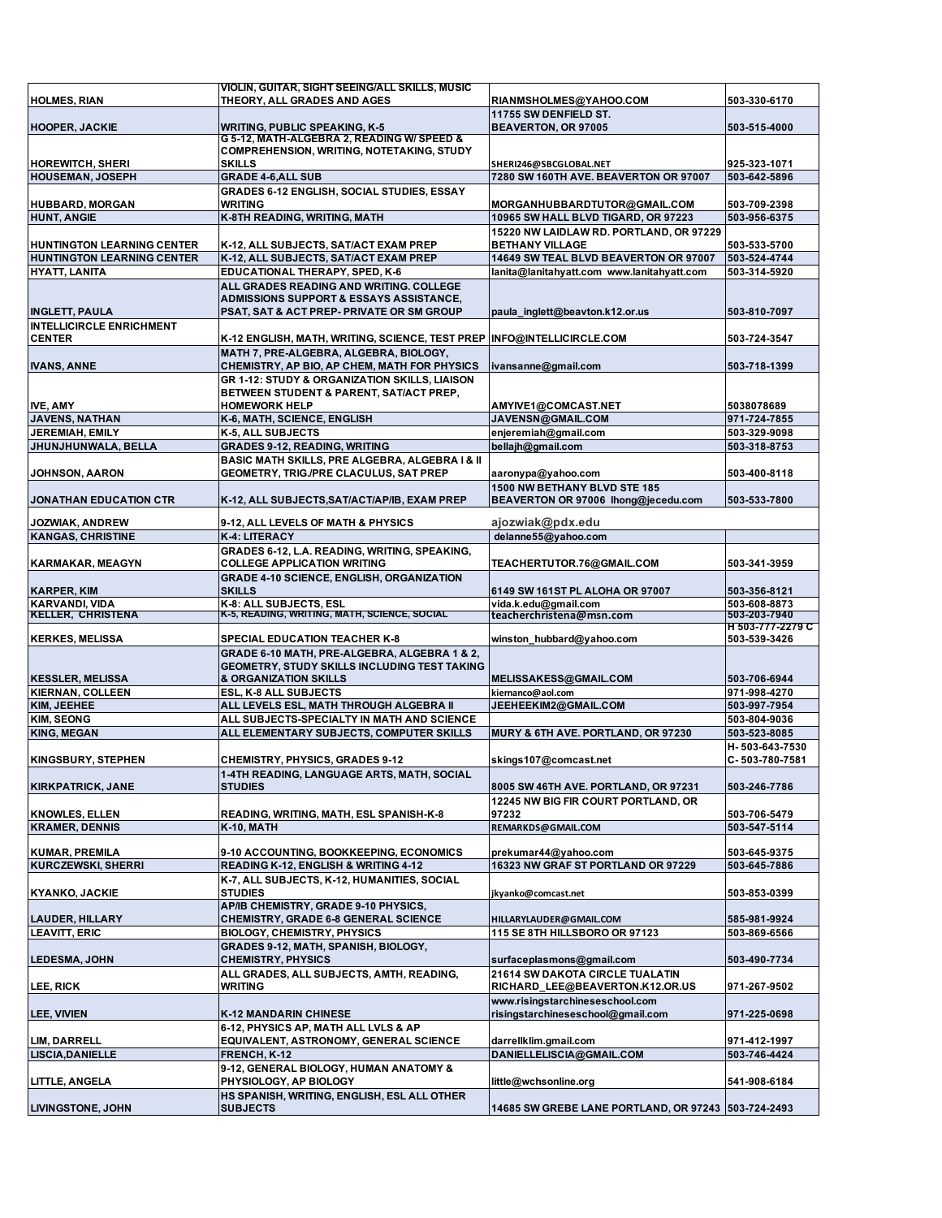| | | | |
|---|---|---|---|
| HOLMES, RIAN | VIOLIN, GUITAR, SIGHT SEEING/ALL SKILLS, MUSIC THEORY, ALL GRADES AND AGES | RIANMSHOLMES@YAHOO.COM | 503-330-6170 |
| HOOPER, JACKIE | WRITING, PUBLIC SPEAKING, K-5 | 11755 SW DENFIELD ST. BEAVERTON, OR 97005 | 503-515-4000 |
| HOREWITCH, SHERI | G 5-12, MATH-ALGEBRA 2, READING W/ SPEED & COMPREHENSION, WRITING, NOTETAKING, STUDY SKILLS | SHERI246@SBCGLOBAL.NET | 925-323-1071 |
| HOUSEMAN, JOSEPH | GRADE 4-6,ALL SUB | 7280 SW 160TH AVE. BEAVERTON OR 97007 | 503-642-5896 |
| HUBBARD, MORGAN | GRADES 6-12 ENGLISH, SOCIAL STUDIES, ESSAY WRITING | MORGANHUBBARDTUTOR@GMAIL.COM | 503-709-2398 |
| HUNT, ANGIE | K-8TH READING, WRITING, MATH | 10965 SW HALL BLVD TIGARD, OR 97223 | 503-956-6375 |
| HUNTINGTON LEARNING CENTER | K-12, ALL SUBJECTS, SAT/ACT EXAM PREP | 15220 NW LAIDLAW RD. PORTLAND, OR 97229 BETHANY VILLAGE | 503-533-5700 |
| HUNTINGTON LEARNING CENTER | K-12, ALL SUBJECTS, SAT/ACT EXAM PREP | 14649 SW TEAL BLVD BEAVERTON OR 97007 | 503-524-4744 |
| HYATT, LANITA | EDUCATIONAL THERAPY, SPED, K-6 | lanita@lanitahyatt.com www.lanitahyatt.com | 503-314-5920 |
| INGLETT, PAULA | ALL GRADES READING AND WRITING. COLLEGE ADMISSIONS SUPPORT & ESSAYS ASSISTANCE, PSAT, SAT & ACT PREP- PRIVATE OR SM GROUP | paula_inglett@beavton.k12.or.us | 503-810-7097 |
| INTELLICIRCLE ENRICHMENT CENTER | K-12 ENGLISH, MATH, WRITING, SCIENCE, TEST PREP | INFO@INTELLICIRCLE.COM | 503-724-3547 |
| IVANS, ANNE | MATH 7, PRE-ALGEBRA, ALGEBRA, BIOLOGY, CHEMISTRY, AP BIO, AP CHEM, MATH FOR PHYSICS | ivansanne@gmail.com | 503-718-1399 |
| IVE, AMY | GR 1-12: STUDY & ORGANIZATION SKILLS, LIAISON BETWEEN STUDENT & PARENT, SAT/ACT PREP, HOMEWORK HELP | AMYIVE1@COMCAST.NET | 5038078689 |
| JAVENS, NATHAN | K-6, MATH, SCIENCE, ENGLISH | JAVENSN@GMAIL.COM | 971-724-7855 |
| JEREMIAH, EMILY | K-5, ALL SUBJECTS | enjeremiah@gmail.com | 503-329-9098 |
| JHUNJHUNWALA, BELLA | GRADES 9-12, READING, WRITING | bellajh@gmail.com | 503-318-8753 |
| JOHNSON, AARON | BASIC MATH SKILLS, PRE ALGEBRA, ALGEBRA I & II GEOMETRY, TRIG./PRE CLACULUS, SAT PREP | aaronypa@yahoo.com | 503-400-8118 |
| JONATHAN EDUCATION CTR | K-12, ALL SUBJECTS,SAT/ACT/AP/IB, EXAM PREP | 1500 NW BETHANY BLVD STE 185 BEAVERTON OR 97006 lhong@jecedu.com | 503-533-7800 |
| JOZWIAK, ANDREW | 9-12, ALL LEVELS OF MATH & PHYSICS | ajozwiak@pdx.edu | |
| KANGAS, CHRISTINE | K-4: LITERACY | delanne55@yahoo.com | |
| KARMAKAR, MEAGYN | GRADES 6-12, L.A. READING, WRITING, SPEAKING, COLLEGE APPLICATION WRITING | TEACHERTUTOR.76@GMAIL.COM | 503-341-3959 |
| KARPER, KIM | GRADE 4-10 SCIENCE, ENGLISH, ORGANIZATION SKILLS | 6149 SW 161ST PL ALOHA OR 97007 | 503-356-8121 |
| KARVANDI, VIDA | K-8: ALL SUBJECTS, ESL | vida.k.edu@gmail.com | 503-608-8873 |
| KELLER, CHRISTENA | K-5, READING, WRITING, MATH, SCIENCE, SOCIAL | teacherchristena@msn.com | 503-203-7940 |
| KERKES, MELISSA | SPECIAL EDUCATION TEACHER K-8 | winston_hubbard@yahoo.com | H 503-777-2279 C 503-539-3426 |
| KESSLER, MELISSA | GRADE 6-10 MATH, PRE-ALGEBRA, ALGEBRA 1 & 2, GEOMETRY, STUDY SKILLS INCLUDING TEST TAKING & ORGANIZATION SKILLS | MELISSAKESS@GMAIL.COM | 503-706-6944 |
| KIERNAN, COLLEEN | ESL, K-8 ALL SUBJECTS | kiernanco@aol.com | 971-998-4270 |
| KIM, JEEHEE | ALL LEVELS ESL, MATH THROUGH ALGEBRA II | JEEHEEKIM2@GMAIL.COM | 503-997-7954 |
| KIM, SEONG | ALL SUBJECTS-SPECIALTY IN MATH AND SCIENCE | | 503-804-9036 |
| KING, MEGAN | ALL ELEMENTARY SUBJECTS, COMPUTER SKILLS | MURY & 6TH AVE. PORTLAND, OR 97230 | 503-523-8085 |
| KINGSBURY, STEPHEN | CHEMISTRY, PHYSICS, GRADES 9-12 | skings107@comcast.net | H- 503-643-7530 C- 503-780-7581 |
| KIRKPATRICK, JANE | 1-4TH READING, LANGUAGE ARTS, MATH, SOCIAL STUDIES | 8005 SW 46TH AVE. PORTLAND, OR 97231 | 503-246-7786 |
| KNOWLES, ELLEN | READING, WRITING, MATH, ESL SPANISH-K-8 | 12245 NW BIG FIR COURT PORTLAND, OR 97232 | 503-706-5479 |
| KRAMER, DENNIS | K-10, MATH | REMARKDS@GMAIL.COM | 503-547-5114 |
| KUMAR, PREMILA | 9-10 ACCOUNTING, BOOKKEEPING, ECONOMICS | prekumar44@yahoo.com | 503-645-9375 |
| KURCZEWSKI, SHERRI | READING K-12, ENGLISH & WRITING 4-12 | 16323 NW GRAF ST PORTLAND OR 97229 | 503-645-7886 |
| KYANKO, JACKIE | K-7, ALL SUBJECTS, K-12, HUMANITIES, SOCIAL STUDIES | jkyanko@comcast.net | 503-853-0399 |
| LAUDER, HILLARY | AP/IB CHEMISTRY, GRADE 9-10 PHYSICS, CHEMISTRY, GRADE 6-8 GENERAL SCIENCE | HILLARYLAUDER@GMAIL.COM | 585-981-9924 |
| LEAVITT, ERIC | BIOLOGY, CHEMISTRY, PHYSICS | 115 SE 8TH HILLSBORO OR 97123 | 503-869-6566 |
| LEDESMA, JOHN | GRADES 9-12, MATH, SPANISH, BIOLOGY, CHEMISTRY, PHYSICS | surfaceplasmons@gmail.com | 503-490-7734 |
| LEE, RICK | ALL GRADES, ALL SUBJECTS, AMTH, READING, WRITING | 21614 SW DAKOTA CIRCLE TUALATIN RICHARD_LEE@BEAVERTON.K12.OR.US | 971-267-9502 |
| LEE, VIVIEN | K-12 MANDARIN CHINESE | www.risingstarchineseschool.com risingstarchineseschool@gmail.com | 971-225-0698 |
| LIM, DARRELL | 6-12, PHYSICS AP, MATH ALL LVLS & AP EQUIVALENT, ASTRONOMY, GENERAL SCIENCE | darrellklim.gmail.com | 971-412-1997 |
| LISCIA,DANIELLE | FRENCH, K-12 | DANIELLELISCIA@GMAIL.COM | 503-746-4424 |
| LITTLE, ANGELA | 9-12, GENERAL BIOLOGY, HUMAN ANATOMY & PHYSIOLOGY, AP BIOLOGY | little@wchsonline.org | 541-908-6184 |
| LIVINGSTONE, JOHN | HS SPANISH, WRITING, ENGLISH, ESL ALL OTHER SUBJECTS | 14685 SW GREBE LANE PORTLAND, OR 97243 | 503-724-2493 |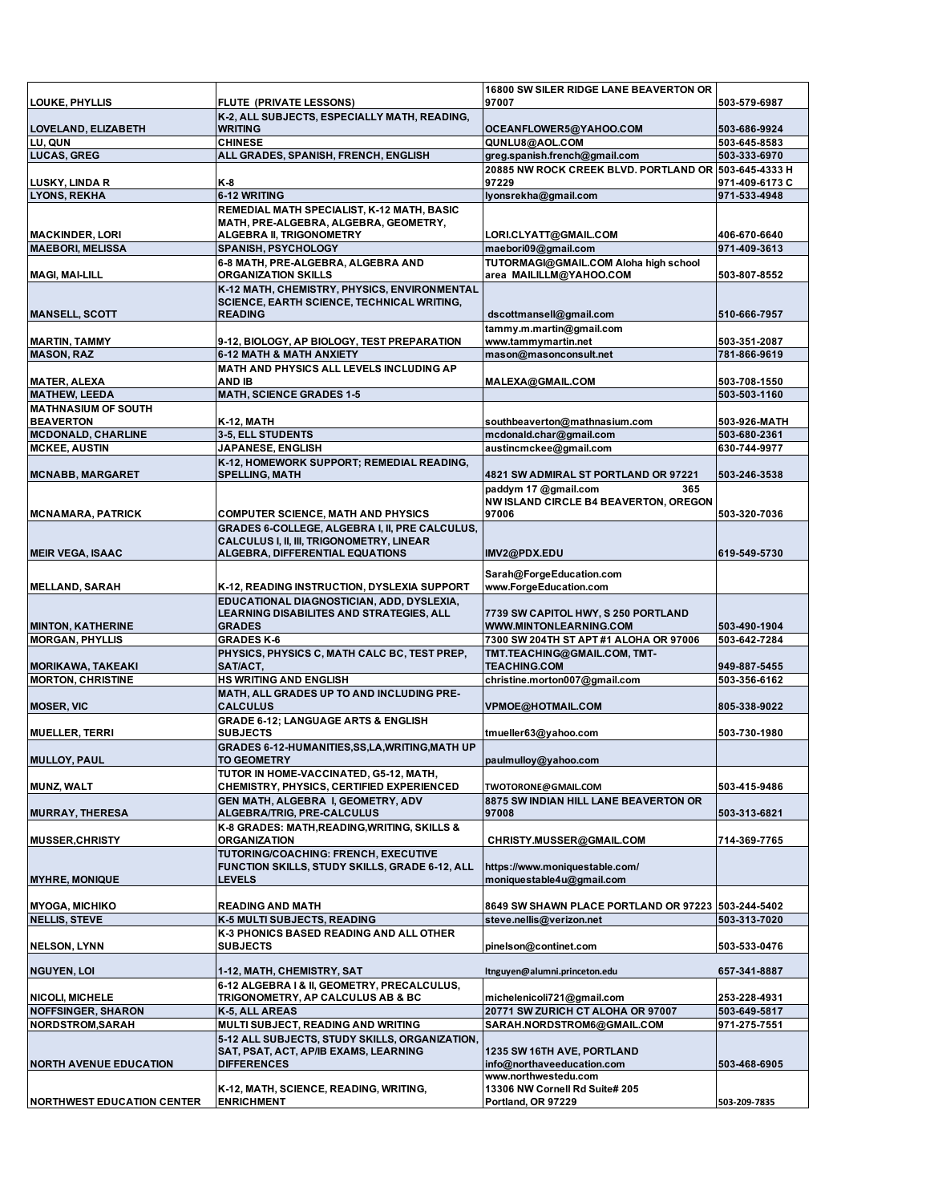| | | | |
|---|---|---|---|
| LOUKE, PHYLLIS | FLUTE (PRIVATE LESSONS) | 16800 SW SILER RIDGE LANE BEAVERTON OR 97007 | 503-579-6987 |
| LOVELAND, ELIZABETH | K-2, ALL SUBJECTS, ESPECIALLY MATH, READING, WRITING | OCEANFLOWER5@YAHOO.COM | 503-686-9924 |
| LU, QUN | CHINESE | QUNLU8@AOL.COM | 503-645-8583 |
| LUCAS, GREG | ALL GRADES, SPANISH, FRENCH, ENGLISH | greg.spanish.french@gmail.com | 503-333-6970 |
| LUSKY, LINDA R | K-8 | 20885 NW ROCK CREEK BLVD. PORTLAND OR 97229 | 503-645-4333 H 971-409-6173 C |
| LYONS, REKHA | 6-12 WRITING | lyonsrekha@gmail.com | 971-533-4948 |
| MACKINDER, LORI | REMEDIAL MATH SPECIALIST, K-12 MATH, BASIC MATH, PRE-ALGEBRA, ALGEBRA, GEOMETRY, ALGEBRA II, TRIGONOMETRY | LORI.CLYATT@GMAIL.COM | 406-670-6640 |
| MAEBORI, MELISSA | SPANISH, PSYCHOLOGY | maebori09@gmail.com | 971-409-3613 |
| MAGI, MAI-LILL | 6-8 MATH, PRE-ALGEBRA, ALGEBRA AND ORGANIZATION SKILLS | TUTORMAGI@GMAIL.COM Aloha high school area MAILILLM@YAHOO.COM | 503-807-8552 |
| MANSELL, SCOTT | K-12 MATH, CHEMISTRY, PHYSICS, ENVIRONMENTAL SCIENCE, EARTH SCIENCE, TECHNICAL WRITING, READING | dscottmansell@gmail.com | 510-666-7957 |
| MARTIN, TAMMY | 9-12, BIOLOGY, AP BIOLOGY, TEST PREPARATION | tammy.m.martin@gmail.com www.tammymartin.net | 503-351-2087 |
| MASON, RAZ | 6-12 MATH & MATH ANXIETY | mason@masonconsult.net | 781-866-9619 |
| MATER, ALEXA | MATH AND PHYSICS ALL LEVELS INCLUDING AP AND IB | MALEXA@GMAIL.COM | 503-708-1550 |
| MATHEW, LEEDA | MATH, SCIENCE GRADES 1-5 | | 503-503-1160 |
| MATHNASIUM OF SOUTH BEAVERTON | K-12, MATH | southbeaverton@mathnasium.com | 503-926-MATH |
| MCDONALD, CHARLINE | 3-5, ELL STUDENTS | mcdonald.char@gmail.com | 503-680-2361 |
| MCKEE, AUSTIN | JAPANESE, ENGLISH | austincmckee@gmail.com | 630-744-9977 |
| MCNABB, MARGARET | K-12, HOMEWORK SUPPORT; REMEDIAL READING, SPELLING, MATH | 4821 SW ADMIRAL ST PORTLAND OR 97221 | 503-246-3538 |
| MCNAMARA, PATRICK | COMPUTER SCIENCE, MATH AND PHYSICS | paddym 17 @gmail.com 365 NW ISLAND CIRCLE B4 BEAVERTON, OREGON 97006 | 503-320-7036 |
| MEIR VEGA, ISAAC | GRADES 6-COLLEGE, ALGEBRA I, II, PRE CALCULUS, CALCULUS I, II, III, TRIGONOMETRY, LINEAR ALGEBRA, DIFFERENTIAL EQUATIONS | IMV2@PDX.EDU | 619-549-5730 |
| MELLAND, SARAH | K-12, READING INSTRUCTION, DYSLEXIA SUPPORT | Sarah@ForgeEducation.com www.ForgeEducation.com | |
| MINTON, KATHERINE | EDUCATIONAL DIAGNOSTICIAN, ADD, DYSLEXIA, LEARNING DISABILITES AND STRATEGIES, ALL GRADES | 7739 SW CAPITOL HWY, S 250 PORTLAND WWW.MINTONLEARNING.COM | 503-490-1904 |
| MORGAN, PHYLLIS | GRADES K-6 | 7300 SW 204TH ST APT #1 ALOHA OR 97006 | 503-642-7284 |
| MORIKAWA, TAKEAKI | PHYSICS, PHYSICS C, MATH CALC BC, TEST PREP, SAT/ACT, | TMT.TEACHING@GMAIL.COM, TMT-TEACHING.COM | 949-887-5455 |
| MORTON, CHRISTINE | HS WRITING AND ENGLISH | christine.morton007@gmail.com | 503-356-6162 |
| MOSER, VIC | MATH, ALL GRADES UP TO AND INCLUDING PRE-CALCULUS | VPMOE@HOTMAIL.COM | 805-338-9022 |
| MUELLER, TERRI | GRADE 6-12; LANGUAGE ARTS & ENGLISH SUBJECTS | tmueller63@yahoo.com | 503-730-1980 |
| MULLOY, PAUL | GRADES 6-12-HUMANITIES,SS,LA,WRITING,MATH UP TO GEOMETRY | paulmulloy@yahoo.com | |
| MUNZ, WALT | TUTOR IN HOME-VACCINATED, G5-12, MATH, CHEMISTRY, PHYSICS, CERTIFIED EXPERIENCED | TWOTORONE@GMAIL.COM | 503-415-9486 |
| MURRAY, THERESA | GEN MATH, ALGEBRA I, GEOMETRY, ADV ALGEBRA/TRIG, PRE-CALCULUS | 8875 SW INDIAN HILL LANE BEAVERTON OR 97008 | 503-313-6821 |
| MUSSER,CHRISTY | K-8 GRADES: MATH,READING,WRITING, SKILLS & ORGANIZATION | CHRISTY.MUSSER@GMAIL.COM | 714-369-7765 |
| MYHRE, MONIQUE | TUTORING/COACHING: FRENCH, EXECUTIVE FUNCTION SKILLS, STUDY SKILLS, GRADE 6-12, ALL LEVELS | https://www.moniquestable.com/ moniquestable4u@gmail.com | |
| MYOGA, MICHIKO | READING AND MATH | 8649 SW SHAWN PLACE PORTLAND OR 97223 | 503-244-5402 |
| NELLIS, STEVE | K-5 MULTI SUBJECTS, READING | steve.nellis@verizon.net | 503-313-7020 |
| NELSON, LYNN | K-3 PHONICS BASED READING AND ALL OTHER SUBJECTS | pinelson@continet.com | 503-533-0476 |
| NGUYEN, LOI | 1-12, MATH, CHEMISTRY, SAT | ltnguyen@alumni.princeton.edu | 657-341-8887 |
| NICOLI, MICHELE | 6-12 ALGEBRA I & II, GEOMETRY, PRECALCULUS, TRIGONOMETRY, AP CALCULUS AB & BC | michelenicoli721@gmail.com | 253-228-4931 |
| NOFFSINGER, SHARON | K-5, ALL AREAS | 20771 SW ZURICH CT ALOHA OR 97007 | 503-649-5817 |
| NORDSTROM,SARAH | MULTI SUBJECT, READING AND WRITING | SARAH.NORDSTROM6@GMAIL.COM | 971-275-7551 |
| NORTH AVENUE EDUCATION | 5-12 ALL SUBJECTS, STUDY SKILLS, ORGANIZATION, SAT, PSAT, ACT, AP/IB EXAMS, LEARNING DIFFERENCES | 1235 SW 16TH AVE, PORTLAND info@northaveeducation.com | 503-468-6905 |
| NORTHWEST EDUCATION CENTER | K-12, MATH, SCIENCE, READING, WRITING, ENRICHMENT | www.northwestedu.com 13306 NW Cornell Rd Suite# 205 Portland, OR 97229 | 503-209-7835 |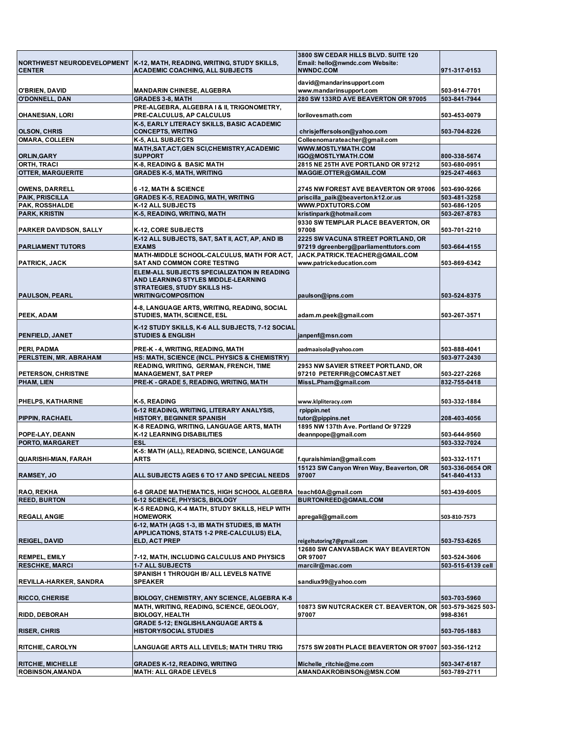| | | | |
|---|---|---|---|
| NORTHWEST NEURODEVELOPMENT CENTER | K-12, MATH, READING, WRITING, STUDY SKILLS, ACADEMIC COACHING, ALL SUBJECTS | 3800 SW CEDAR HILLS BLVD. SUITE 120 Email: hello@nwndc.com Website: NWNDC.COM | 971-317-0153 |
| O'BRIEN, DAVID | MANDARIN CHINESE, ALGEBRA | david@mandarinsupport.com www.mandarinsupport.com | 503-914-7701 |
| O'DONNELL, DAN | GRADES 3-8, MATH | 280 SW 133RD AVE BEAVERTON OR 97005 | 503-841-7944 |
| OHANESIAN, LORI | PRE-ALGEBRA, ALGEBRA I & II, TRIGONOMETRY, PRE-CALCULUS, AP CALCULUS | lorilovesmath.com | 503-453-0079 |
| OLSON, CHRIS | K-5, EARLY LITERACY SKILLS, BASIC ACADEMIC CONCEPTS, WRITING | chrisjeffersolson@yahoo.com | 503-704-8226 |
| OMARA, COLLEEN | K-5, ALL SUBJECTS | Colleenomarateacher@gmail.com | |
| ORLIN,GARY | MATH,SAT,ACT,GEN SCI,CHEMISTRY,ACADEMIC SUPPORT | WWW.MOSTLYMATH.COM IGO@MOSTLYMATH.COM | 800-338-5674 |
| ORTH, TRACI | K-8, READING & BASIC MATH | 2815 NE 25TH AVE PORTLAND OR 97212 | 503-680-0951 |
| OTTER, MARGUERITE | GRADES K-5, MATH, WRITING | MAGGIE.OTTER@GMAIL.COM | 925-247-4663 |
| OWENS, DARRELL | 6 -12, MATH & SCIENCE | 2745 NW FOREST AVE BEAVERTON OR 97006 | 503-690-9266 |
| PAIK, PRISCILLA | GRADES K-5, READING, MATH, WRITING | priscilla_paik@beaverton.k12.or.us | 503-481-3258 |
| PAK, ROSSHALDE | K-12 ALL SUBJECTS | WWW.PDXTUTORS.COM | 503-686-1205 |
| PARK, KRISTIN | K-5, READING, WRITING, MATH | kristinpark@hotmail.com | 503-267-8783 |
| PARKER DAVIDSON, SALLY | K-12, CORE SUBJECTS | 9330 SW TEMPLAR PLACE BEAVERTON, OR 97008 | 503-701-2210 |
| PARLIAMENT TUTORS | K-12 ALL SUBJECTS, SAT, SAT II, ACT, AP, AND IB EXAMS | 2225 SW VACUNA STREET PORTLAND, OR 97219 dgreenberg@parliamenttutors.com | 503-664-4155 |
| PATRICK, JACK | MATH-MIDDLE SCHOOL-CALCULUS, MATH FOR ACT, SAT AND COMMON CORE TESTING | JACK.PATRICK.TEACHER@GMAIL.COM www.patrickeducation.com | 503-869-6342 |
| PAULSON, PEARL | ELEM-ALL SUBJECTS SPECIALIZATION IN READING AND LEARNING STYLES MIDDLE-LEARNING STRATEGIES, STUDY SKILLS HS-WRITING/COMPOSITION | paulson@ipns.com | 503-524-8375 |
| PEEK, ADAM | 4-8, LANGUAGE ARTS, WRITING, READING, SOCIAL STUDIES, MATH, SCIENCE, ESL | adam.m.peek@gmail.com | 503-267-3571 |
| PENFIELD, JANET | K-12 STUDY SKILLS, K-6 ALL SUBJECTS, 7-12 SOCIAL STUDIES & ENGLISH | janpenf@msn.com | |
| PERI, PADMA | PRE-K - 4, WRITING, READING, MATH | padmaaisola@yahoo.com | 503-888-4041 |
| PERLSTEIN, MR. ABRAHAM | HS: MATH, SCIENCE (INCL. PHYSICS & CHEMISTRY) | | 503-977-2430 |
| PETERSON, CHRISTINE | READING, WRITING, GERMAN, FRENCH, TIME MANAGEMENT, SAT PREP | 2953 NW SAVIER STREET PORTLAND, OR 97210 PETERFIR@COMCAST.NET | 503-227-2268 |
| PHAM, LIEN | PRE-K - GRADE 5, READING, WRITING, MATH | MissL.Pham@gmail.com | 832-755-0418 |
| PHELPS, KATHARINE | K-5, READING | www.klpliteracy.com | 503-332-1884 |
| PIPPIN, RACHAEL | 6-12 READING, WRITING, LITERARY ANALYSIS, HISTORY, BEGINNER SPANISH | rpippin.net tutor@pippins.net | 208-403-4056 |
| POPE-LAY, DEANN | K-8 READING, WRITING, LANGUAGE ARTS, MATH K-12 LEARNING DISABILITIES | 1895 NW 137th Ave. Portland Or 97229 deannpope@gmail.com | 503-644-9560 |
| PORTO, MARGARET | ESL | | 503-332-7024 |
| QUARISHI-MIAN, FARAH | K-5: MATH (ALL), READING, SCIENCE, LANGUAGE ARTS | f.quraishimian@gmail.com | 503-332-1171 |
| RAMSEY, JO | ALL SUBJECTS AGES 6 TO 17 AND SPECIAL NEEDS | 15123 SW Canyon Wren Way, Beaverton, OR 97007 | 503-336-0654 OR 541-840-4133 |
| RAO, REKHA | 6-8 GRADE MATHEMATICS, HIGH SCHOOL ALGEBRA | teach60A@gmail.com | 503-439-6005 |
| REED, BURTON | 6-12 SCIENCE, PHYSICS, BIOLOGY | BURTONREED@GMAIL.COM | |
| REGALI, ANGIE | K-5 READING, K-4 MATH, STUDY SKILLS, HELP WITH HOMEWORK | apregali@gmail.com | 503-810-7573 |
| REIGEL, DAVID | 6-12, MATH (AGS 1-3, IB MATH STUDIES, IB MATH APPLICATIONS, STATS 1-2 PRE-CALCULUS) ELA, ELD, ACT PREP | reigeltutoring7@gmail.com | 503-753-6265 |
| REMPEL, EMILY | 7-12, MATH, INCLUDING CALCULUS AND PHYSICS | 12680 SW CANVASBACK WAY BEAVERTON OR 97007 | 503-524-3606 |
| RESCHKE, MARCI | 1-7 ALL SUBJECTS | marcilr@mac.com | 503-515-6139 cell |
| REVILLA-HARKER, SANDRA | SPANISH 1 THROUGH IB/ ALL LEVELS NATIVE SPEAKER | sandiux99@yahoo.com | |
| RICCO, CHERISE | BIOLOGY, CHEMISTRY, ANY SCIENCE, ALGEBRA K-8 | | 503-703-5960 |
| RIDD, DEBORAH | MATH, WRITING, READING, SCIENCE, GEOLOGY, BIOLOGY, HEALTH | 10873 SW NUTCRACKER CT. BEAVERTON, OR 97007 | 503-579-3625 503-998-8361 |
| RISER, CHRIS | GRADE 5-12; ENGLISH/LANGUAGE ARTS & HISTORY/SOCIAL STUDIES | | 503-705-1883 |
| RITCHIE, CAROLYN | LANGUAGE ARTS ALL LEVELS; MATH THRU TRIG | 7575 SW 208TH PLACE BEAVERTON OR 97007 | 503-356-1212 |
| RITCHIE, MICHELLE | GRADES K-12, READING, WRITING | Michelle_ritchie@me.com | 503-347-6187 |
| ROBINSON,AMANDA | MATH: ALL GRADE LEVELS | AMANDAKROBINSON@MSN.COM | 503-789-2711 |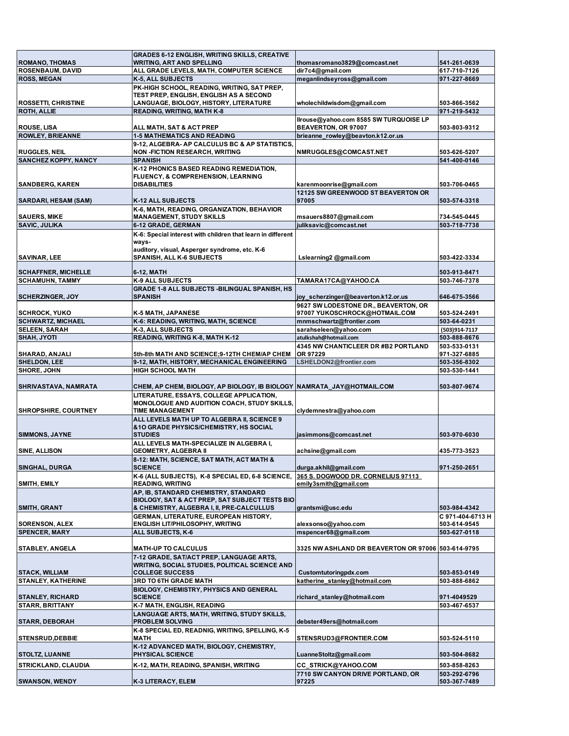| | | | |
|---|---|---|---|
| ROMANO, THOMAS | GRADES 6-12 ENGLISH, WRITING SKILLS, CREATIVE WRITING, ART AND SPELLING | thomasromano3829@comcast.net | 541-261-0639 |
| ROSENBAUM, DAVID | ALL GRADE LEVELS, MATH, COMPUTER SCIENCE | dir7c4@gmail.com | 617-710-7126 |
| ROSS, MEGAN | K-5, ALL SUBJECTS | meganlindseyross@gmail.com | 971-227-8669 |
| ROSSETTI, CHRISTINE | PK-HIGH SCHOOL, READING, WRITING, SAT PREP, TEST PREP, ENGLISH, ENGLISH AS A SECOND LANGUAGE, BIOLOGY, HISTORY, LITERATURE | wholechildwisdom@gmail.com | 503-866-3562 |
| ROTH, ALLIE | READING, WRITING, MATH K-8 | | 971-219-5432 |
| ROUSE, LISA | ALL MATH, SAT & ACT PREP | llrouse@yahoo.com 8585 SW TURQUOISE LP BEAVERTON, OR 97007 | 503-803-9312 |
| ROWLEY, BRIEANNE | 1-5 MATHEMATICS AND READING | brieanne_rowley@beavton.k12.or.us | |
| RUGGLES, NEIL | 9-12, ALGEBRA- AP CALCULUS BC & AP STATISTICS, NON -FICTION RESEARCH, WRITING | NMRUGGLES@COMCAST.NET | 503-626-5207 |
| SANCHEZ KOPPY, NANCY | SPANISH | | 541-400-0146 |
| SANDBERG, KAREN | K-12 PHONICS BASED READING REMEDIATION, FLUENCY, & COMPREHENSION, LEARNING DISABILITIES | karenmoonrise@gmail.com | 503-706-0465 |
| SARDARI, HESAM (SAM) | K-12 ALL SUBJECTS | 12125 SW GREENWOOD ST BEAVERTON OR 97005 | 503-574-3318 |
| SAUERS, MIKE | K-6, MATH, READING, ORGANIZATION, BEHAVIOR MANAGEMENT, STUDY SKILLS | msauers8807@gmail.com | 734-545-0445 |
| SAVIC, JULIKA | 6-12 GRADE, GERMAN | juliksavic@comcast.net | 503-718-7738 |
| SAVINAR, LEE | K-6: Special interest with children that learn in different ways- auditory, visual, Asperger syndrome, etc. K-6 SPANISH, ALL K-6 SUBJECTS | Lslearning2 @gmail.com | 503-422-3334 |
| SCHAFFNER, MICHELLE | 6-12, MATH | | 503-913-8471 |
| SCHAMUHN, TAMMY | K-9 ALL SUBJECTS | TAMARA17CA@YAHOO.CA | 503-746-7378 |
| SCHERZINGER, JOY | GRADE 1-8 ALL SUBJECTS -BILINGUAL SPANISH, HS SPANISH | joy_scherzinger@beaverton.k12.or.us | 646-675-3566 |
| SCHROCK, YUKO | K-5 MATH, JAPANESE | 9627 SW LODESTONE DR., BEAVERTON, OR 97007 YUKOSCHROCK@HOTMAIL.COM | 503-524-2491 |
| SCHWARTZ, MICHAEL | K-6: READING, WRITING, MATH, SCIENCE | mnmschwartz@frontier.com | 503-64-0231 |
| SELEEN, SARAH | K-3, ALL SUBJECTS | sarahseleen@yahoo.com | (503)914-7117 |
| SHAH, JYOTI | READING, WRITING K-8, MATH K-12 | atulkshah@hotmail.com | 503-888-8676 |
| SHARAD, ANJALI | 5th-8th MATH AND SCIENCE;9-12TH CHEM/AP CHEM | 4345 NW CHANTICLEER DR #B2 PORTLAND OR 97229 | 503-533-0131 971-327-6885 |
| SHELDON, LEE | 9-12, MATH, HISTORY, MECHANICAL ENGINEERING | LSHELDON2@frontier.com | 503-356-8302 |
| SHORE, JOHN | HIGH SCHOOL MATH | | 503-530-1441 |
| SHRIVASTAVA, NAMRATA | CHEM, AP CHEM, BIOLOGY, AP BIOLOGY, IB BIOLOGY | NAMRATA_JAY@HOTMAIL.COM | 503-807-9674 |
| SHROPSHIRE, COURTNEY | LITERATURE, ESSAYS, COLLEGE APPLICATION, MONOLOGUE AND AUDITION COACH, STUDY SKILLS, TIME MANAGEMENT | clydemnestra@yahoo.com | |
| SIMMONS, JAYNE | ALL LEVELS MATH UP TO ALGEBRA II, SCIENCE 9 &1O GRADE PHYSICS/CHEMISTRY, HS SOCIAL STUDIES | jasimmons@comcast.net | 503-970-6030 |
| SINE, ALLISON | ALL LEVELS MATH-SPECIALIZE IN ALGEBRA I, GEOMETRY, ALGEBRA II | achsine@gmail.com | 435-773-3523 |
| SINGHAL, DURGA | 8-12: MATH, SCIENCE, SAT MATH, ACT MATH & SCIENCE | durga.akhil@gmail.com | 971-250-2651 |
| SMITH, EMILY | K-6 (ALL SUBJECTS), K-8 SPECIAL ED, 6-8 SCIENCE, READING, WRITING | 365 S. DOGWOOD DR. CORNELIUS 97113 emily3smith@gmail.com | |
| SMITH, GRANT | AP, IB, STANDARD CHEMISTRY, STANDARD BIOLOGY, SAT & ACT PREP, SAT SUBJECT TESTS BIO & CHEMISTRY, ALGEBRA I, II, PRE-CALCULLUS | grantsmi@usc.edu | 503-984-4342 |
| SORENSON, ALEX | GERMAN, LITERATURE, EUROPEAN HISTORY, ENGLISH LIT/PHILOSOPHY, WRITING | alexsonso@yahoo.com | C 971-404-6713 H 503-614-9545 |
| SPENCER, MARY | ALL SUBJECTS, K-6 | mspencer68@gmail.com | 503-627-0118 |
| STABLEY, ANGELA | MATH-UP TO CALCULUS | 3325 NW ASHLAND DR BEAVERTON OR 97006 | 503-614-9795 |
| STACK, WILLIAM | 7-12 GRADE, SAT/ACT PREP, LANGUAGE ARTS, WRITING, SOCIAL STUDIES, POLITICAL SCIENCE AND COLLEGE SUCCESS | Customtutoringpdx.com | 503-853-0149 |
| STANLEY, KATHERINE | 3RD TO 6TH GRADE MATH | katherine_stanley@hotmail.com | 503-888-6862 |
| STANLEY, RICHARD | BIOLOGY, CHEMISTRY, PHYSICS AND GENERAL SCIENCE | richard_stanley@hotmail.com | 971-4049529 |
| STARR, BRITTANY | K-7 MATH, ENGLISH, READING | | 503-467-6537 |
| STARR, DEBORAH | LANGUAGE ARTS, MATH, WRITING, STUDY SKILLS, PROBLEM SOLVING | debster49ers@hotmail.com | |
| STENSRUD,DEBBIE | K-8 SPECIAL ED, READNIG, WRITING, SPELLING, K-5 MATH | STENSRUD3@FRONTIER.COM | 503-524-5110 |
| STOLTZ, LUANNE | K-12 ADVANCED MATH, BIOLOGY, CHEMISTRY, PHYSICAL SCIENCE | LuanneStoltz@gmail.com | 503-504-8682 |
| STRICKLAND, CLAUDIA | K-12, MATH, READING, SPANISH, WRITING | CC_STRICK@YAHOO.COM | 503-858-8263 |
| SWANSON, WENDY | K-3 LITERACY, ELEM | 7710 SW CANYON DRIVE PORTLAND, OR 97225 | 503-292-6796 503-367-7489 |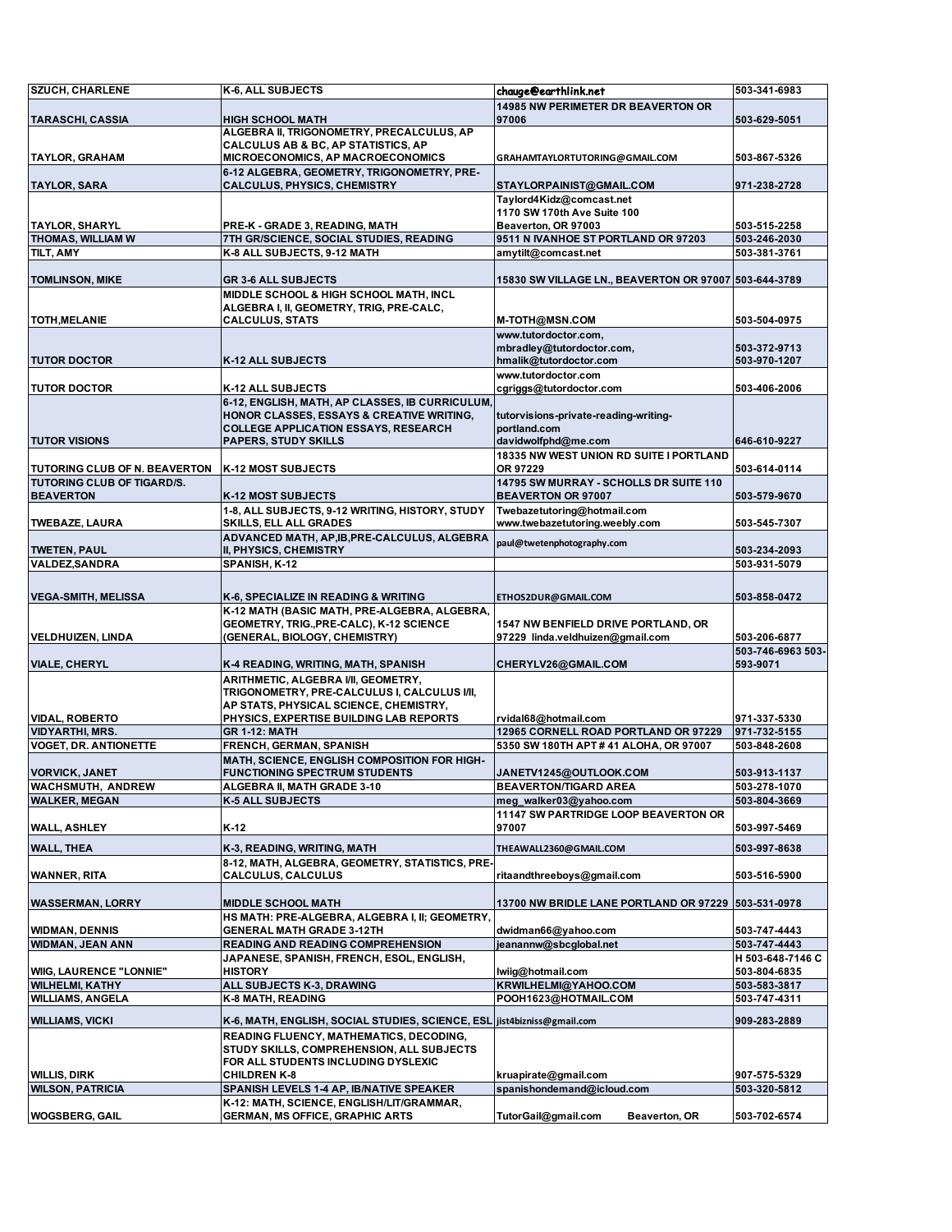| | | | |
|---|---|---|---|
| SZUCH, CHARLENE | K-6, ALL SUBJECTS | chauge@earthlink.net | 503-341-6983 |
| TARASCHI, CASSIA | HIGH SCHOOL MATH | 14985 NW PERIMETER DR BEAVERTON OR 97006 | 503-629-5051 |
| TAYLOR, GRAHAM | ALGEBRA II, TRIGONOMETRY, PRECALCULUS, AP CALCULUS AB & BC, AP STATISTICS, AP MICROECONOMICS, AP MACROECONOMICS | GRAHAMTAYLORTUTORING@GMAIL.COM | 503-867-5326 |
| TAYLOR, SARA | 6-12 ALGEBRA, GEOMETRY, TRIGONOMETRY, PRE-CALCULUS, PHYSICS, CHEMISTRY | STAYLORPAINIST@GMAIL.COM | 971-238-2728 |
| TAYLOR, SHARYL | PRE-K - GRADE 3, READING, MATH | Taylord4Kidz@comcast.net 1170 SW 170th Ave Suite 100 Beaverton, OR 97003 | 503-515-2258 |
| THOMAS, WILLIAM W | 7TH GR/SCIENCE, SOCIAL STUDIES, READING | 9511 N IVANHOE ST PORTLAND OR 97203 | 503-246-2030 |
| TILT, AMY | K-8 ALL SUBJECTS, 9-12 MATH | amytilt@comcast.net | 503-381-3761 |
| TOMLINSON, MIKE | GR 3-6 ALL SUBJECTS | 15830 SW VILLAGE LN., BEAVERTON OR 97007 | 503-644-3789 |
| TOTH,MELANIE | MIDDLE SCHOOL & HIGH SCHOOL MATH, INCL ALGEBRA I, II, GEOMETRY, TRIG, PRE-CALC, CALCULUS, STATS | M-TOTH@MSN.COM | 503-504-0975 |
| TUTOR DOCTOR | K-12 ALL SUBJECTS | www.tutordoctor.com, mbradley@tutordoctor.com, hmalik@tutordoctor.com | 503-372-9713 503-970-1207 |
| TUTOR DOCTOR | K-12 ALL SUBJECTS | www.tutordoctor.com cgriggs@tutordoctor.com | 503-406-2006 |
| TUTOR VISIONS | 6-12, ENGLISH, MATH, AP CLASSES, IB CURRICULUM, HONOR CLASSES, ESSAYS & CREATIVE WRITING, COLLEGE APPLICATION ESSAYS, RESEARCH PAPERS, STUDY SKILLS | tutorvisions-private-reading-writing-portland.com davidwolfphd@me.com | 646-610-9227 |
| TUTORING CLUB OF N. BEAVERTON | K-12 MOST SUBJECTS | 18335 NW WEST UNION RD SUITE I PORTLAND OR 97229 | 503-614-0114 |
| TUTORING CLUB OF TIGARD/S. BEAVERTON | K-12 MOST SUBJECTS | 14795 SW MURRAY - SCHOLLS DR SUITE 110 BEAVERTON OR 97007 | 503-579-9670 |
| TWEBAZE, LAURA | 1-8, ALL SUBJECTS, 9-12 WRITING, HISTORY, STUDY SKILLS, ELL ALL GRADES | Twebazetutoring@hotmail.com www.twebazetutoring.weebly.com | 503-545-7307 |
| TWETEN, PAUL | ADVANCED MATH, AP,IB,PRE-CALCULUS, ALGEBRA II, PHYSICS, CHEMISTRY | paul@twetenphotography.com | 503-234-2093 |
| VALDEZ,SANDRA | SPANISH, K-12 | | 503-931-5079 |
| VEGA-SMITH, MELISSA | K-6, SPECIALIZE IN READING & WRITING | ETHOS2DUR@GMAIL.COM | 503-858-0472 |
| VELDHUIZEN, LINDA | K-12 MATH (BASIC MATH, PRE-ALGEBRA, ALGEBRA, GEOMETRY, TRIG.,PRE-CALC), K-12 SCIENCE (GENERAL, BIOLOGY, CHEMISTRY) | 1547 NW BENFIELD DRIVE PORTLAND, OR 97229 linda.veldhuizen@gmail.com | 503-206-6877 |
| VIALE, CHERYL | K-4 READING, WRITING, MATH, SPANISH | CHERYLV26@GMAIL.COM | 503-746-6963 503-593-9071 |
| VIDAL, ROBERTO | ARITHMETIC, ALGEBRA I/II, GEOMETRY, TRIGONOMETRY, PRE-CALCULUS I, CALCULUS I/II, AP STATS, PHYSICAL SCIENCE, CHEMISTRY, PHYSICS, EXPERTISE BUILDING LAB REPORTS | rvidal68@hotmail.com | 971-337-5330 |
| VIDYARTHI, MRS. | GR 1-12: MATH | 12965 CORNELL ROAD PORTLAND OR 97229 | 971-732-5155 |
| VOGET, DR. ANTIONETTE | FRENCH, GERMAN, SPANISH | 5350 SW 180TH APT # 41 ALOHA, OR 97007 | 503-848-2608 |
| VORVICK, JANET | MATH, SCIENCE, ENGLISH COMPOSITION FOR HIGH-FUNCTIONING SPECTRUM STUDENTS | JANETV1245@OUTLOOK.COM | 503-913-1137 |
| WACHSMUTH, ANDREW | ALGEBRA II, MATH GRADE 3-10 | BEAVERTON/TIGARD AREA | 503-278-1070 |
| WALKER, MEGAN | K-5 ALL SUBJECTS | meg_walker03@yahoo.com | 503-804-3669 |
| WALL, ASHLEY | K-12 | 11147 SW PARTRIDGE LOOP BEAVERTON OR 97007 | 503-997-5469 |
| WALL, THEA | K-3, READING, WRITING, MATH | THEAWALL2360@GMAIL.COM | 503-997-8638 |
| WANNER, RITA | 8-12, MATH, ALGEBRA, GEOMETRY, STATISTICS, PRE-CALCULUS, CALCULUS | ritaandthreeboys@gmail.com | 503-516-5900 |
| WASSERMAN, LORRY | MIDDLE SCHOOL MATH | 13700 NW BRIDLE LANE PORTLAND OR 97229 | 503-531-0978 |
| WIDMAN, DENNIS | HS MATH: PRE-ALGEBRA, ALGEBRA I, II; GEOMETRY, GENERAL MATH GRADE 3-12TH | dwidman66@yahoo.com | 503-747-4443 |
| WIDMAN, JEAN ANN | READING AND READING COMPREHENSION | jeanannw@sbcglobal.net | 503-747-4443 |
| WIIG, LAURENCE "LONNIE" | JAPANESE, SPANISH, FRENCH, ESOL, ENGLISH, HISTORY | lwiig@hotmail.com | H 503-648-7146 C 503-804-6835 |
| WILHELMI, KATHY | ALL SUBJECTS K-3, DRAWING | KRWILHELMI@YAHOO.COM | 503-583-3817 |
| WILLIAMS, ANGELA | K-8 MATH, READING | POOH1623@HOTMAIL.COM | 503-747-4311 |
| WILLIAMS, VICKI | K-6, MATH, ENGLISH, SOCIAL STUDIES, SCIENCE, ESL | jist4bizniss@gmail.com | 909-283-2889 |
| WILLIS, DIRK | READING FLUENCY, MATHEMATICS, DECODING, STUDY SKILLS, COMPREHENSION, ALL SUBJECTS FOR ALL STUDENTS INCLUDING DYSLEXIC CHILDREN K-8 | kruapirate@gmail.com | 907-575-5329 |
| WILSON, PATRICIA | SPANISH LEVELS 1-4 AP, IB/NATIVE SPEAKER | spanishondemand@icloud.com | 503-320-5812 |
| WOGSBERG, GAIL | K-12: MATH, SCIENCE, ENGLISH/LIT/GRAMMAR, GERMAN, MS OFFICE, GRAPHIC ARTS | TutorGail@gmail.com Beaverton, OR | 503-702-6574 |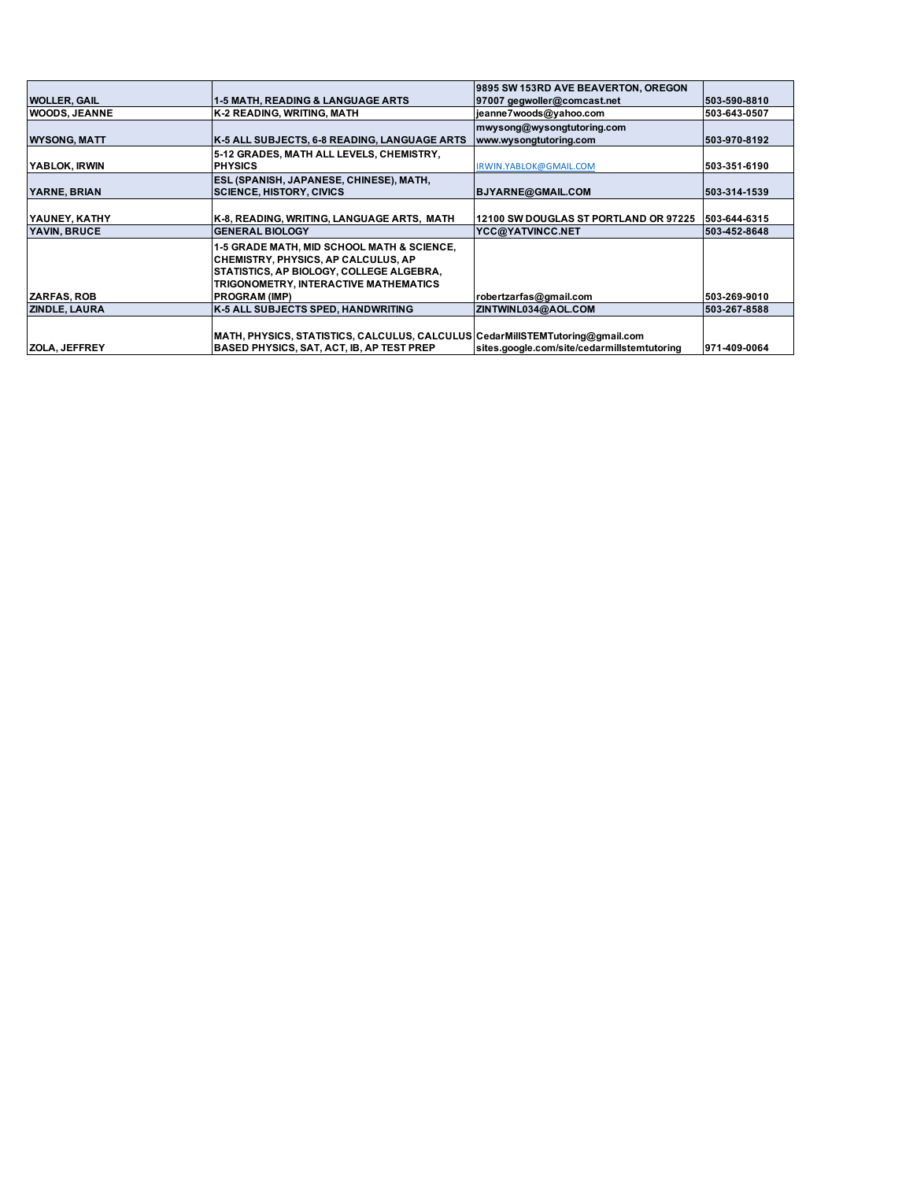| | | | |
|---|---|---|---|
| WOLLER, GAIL | 1-5 MATH, READING & LANGUAGE ARTS | 9895 SW 153RD AVE BEAVERTON, OREGON 97007 gegwoller@comcast.net | 503-590-8810 |
| WOODS, JEANNE | K-2 READING, WRITING, MATH | jeanne7woods@yahoo.com | 503-643-0507 |
| WYSONG, MATT | K-5 ALL SUBJECTS, 6-8 READING, LANGUAGE ARTS | mwysong@wysongtutoring.com www.wysongtutoring.com | 503-970-8192 |
| YABLOK, IRWIN | 5-12 GRADES, MATH ALL LEVELS, CHEMISTRY, PHYSICS | IRWIN.YABLOK@GMAIL.COM | 503-351-6190 |
| YARNE, BRIAN | ESL (SPANISH, JAPANESE, CHINESE), MATH, SCIENCE, HISTORY, CIVICS | BJYARNE@GMAIL.COM | 503-314-1539 |
| YAUNEY, KATHY | K-8, READING, WRITING, LANGUAGE ARTS, MATH | 12100 SW DOUGLAS ST PORTLAND OR 97225 | 503-644-6315 |
| YAVIN, BRUCE | GENERAL BIOLOGY | YCC@YATVINCC.NET | 503-452-8648 |
| ZARFAS, ROB | 1-5 GRADE MATH, MID SCHOOL MATH & SCIENCE, CHEMISTRY, PHYSICS, AP CALCULUS, AP STATISTICS, AP BIOLOGY, COLLEGE ALGEBRA, TRIGONOMETRY, INTERACTIVE MATHEMATICS PROGRAM (IMP) | robertzarfas@gmail.com | 503-269-9010 |
| ZINDLE, LAURA | K-5 ALL SUBJECTS SPED, HANDWRITING | ZINTWINL034@AOL.COM | 503-267-8588 |
| ZOLA, JEFFREY | MATH, PHYSICS, STATISTICS, CALCULUS, CALCULUS BASED PHYSICS, SAT, ACT, IB, AP TEST PREP | CedarMillSTEMTutoring@gmail.com sites.google.com/site/cedarmillstemtutoring | 971-409-0064 |